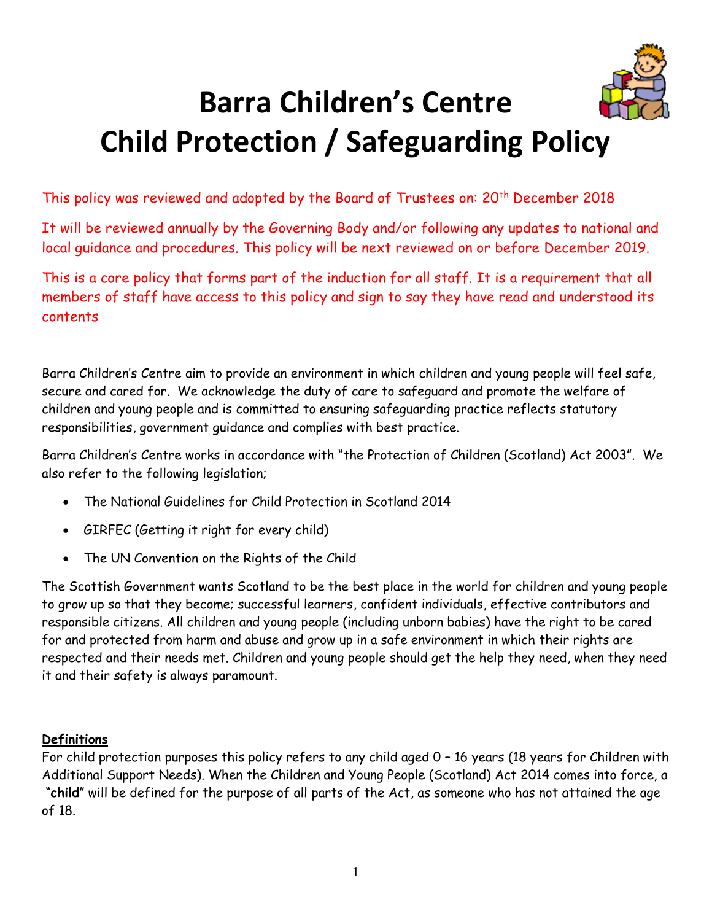# Barra Children's Centre
# Child Protection / Safeguarding Policy

This policy was reviewed and adopted by the Board of Trustees on: 20th December 2018

It will be reviewed annually by the Governing Body and/or following any updates to national and local guidance and procedures. This policy will be next reviewed on or before December 2019.

This is a core policy that forms part of the induction for all staff. It is a requirement that all members of staff have access to this policy and sign to say they have read and understood its contents

Barra Children's Centre aim to provide an environment in which children and young people will feel safe, secure and cared for. We acknowledge the duty of care to safeguard and promote the welfare of children and young people and is committed to ensuring safeguarding practice reflects statutory responsibilities, government guidance and complies with best practice.

Barra Children's Centre works in accordance with "the Protection of Children (Scotland) Act 2003". We also refer to the following legislation;

- The National Guidelines for Child Protection in Scotland 2014
- GIRFEC (Getting it right for every child)
- The UN Convention on the Rights of the Child

The Scottish Government wants Scotland to be the best place in the world for children and young people to grow up so that they become; successful learners, confident individuals, effective contributors and responsible citizens. All children and young people (including unborn babies) have the right to be cared for and protected from harm and abuse and grow up in a safe environment in which their rights are respected and their needs met. Children and young people should get the help they need, when they need it and their safety is always paramount.

**Definitions**

For child protection purposes this policy refers to any child aged 0 – 16 years (18 years for Children with Additional Support Needs). When the Children and Young People (Scotland) Act 2014 comes into force, a "**child**" will be defined for the purpose of all parts of the Act, as someone who has not attained the age of 18.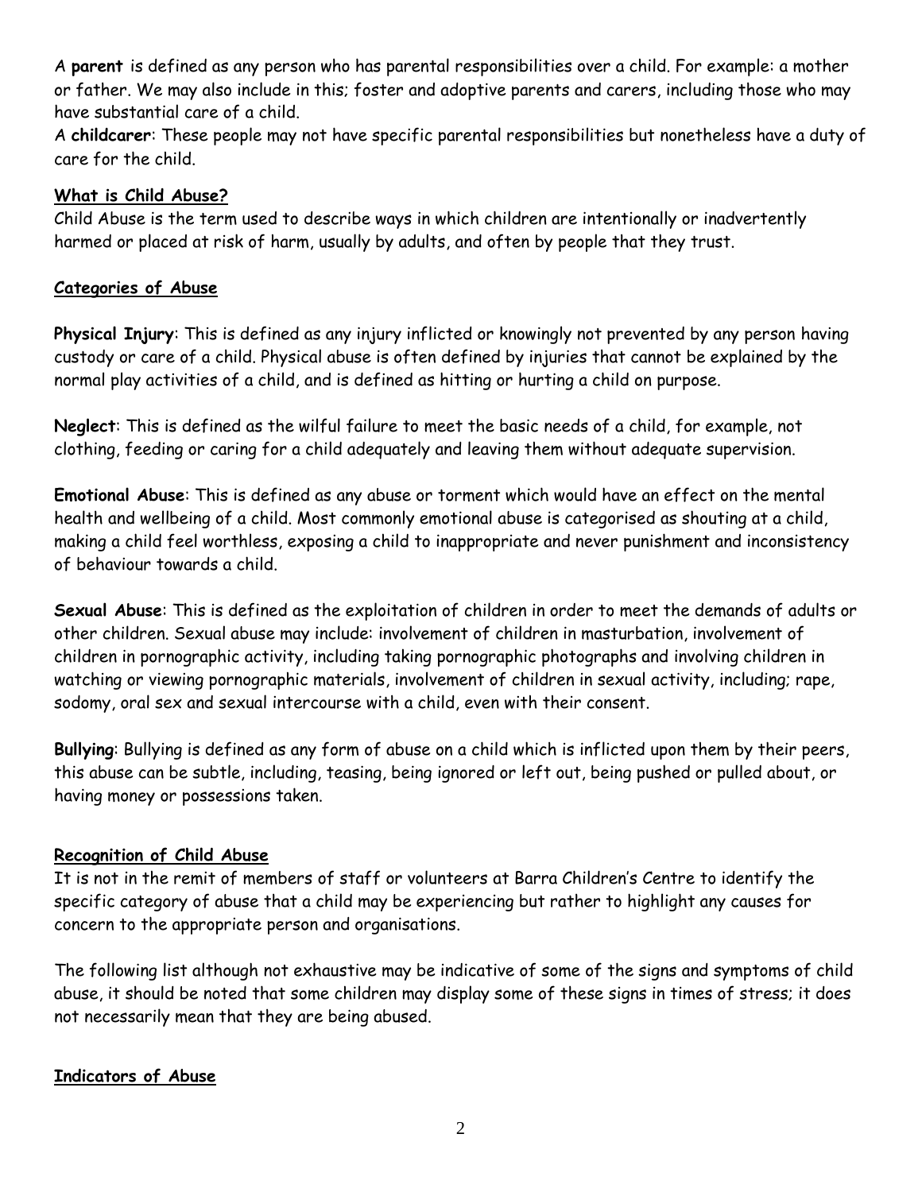A **parent** is defined as any person who has parental responsibilities over a child. For example: a mother or father. We may also include in this; foster and adoptive parents and carers, including those who may have substantial care of a child.

A **childcarer**: These people may not have specific parental responsibilities but nonetheless have a duty of care for the child.

## What is Child Abuse?

Child Abuse is the term used to describe ways in which children are intentionally or inadvertently harmed or placed at risk of harm, usually by adults, and often by people that they trust.

## Categories of Abuse

**Physical Injury**: This is defined as any injury inflicted or knowingly not prevented by any person having custody or care of a child. Physical abuse is often defined by injuries that cannot be explained by the normal play activities of a child, and is defined as hitting or hurting a child on purpose.

**Neglect**: This is defined as the wilful failure to meet the basic needs of a child, for example, not clothing, feeding or caring for a child adequately and leaving them without adequate supervision.

**Emotional Abuse**: This is defined as any abuse or torment which would have an effect on the mental health and wellbeing of a child. Most commonly emotional abuse is categorised as shouting at a child, making a child feel worthless, exposing a child to inappropriate and never punishment and inconsistency of behaviour towards a child.

**Sexual Abuse**: This is defined as the exploitation of children in order to meet the demands of adults or other children. Sexual abuse may include: involvement of children in masturbation, involvement of children in pornographic activity, including taking pornographic photographs and involving children in watching or viewing pornographic materials, involvement of children in sexual activity, including; rape, sodomy, oral sex and sexual intercourse with a child, even with their consent.

**Bullying**: Bullying is defined as any form of abuse on a child which is inflicted upon them by their peers, this abuse can be subtle, including, teasing, being ignored or left out, being pushed or pulled about, or having money or possessions taken.

## Recognition of Child Abuse

It is not in the remit of members of staff or volunteers at Barra Children's Centre to identify the specific category of abuse that a child may be experiencing but rather to highlight any causes for concern to the appropriate person and organisations.

The following list although not exhaustive may be indicative of some of the signs and symptoms of child abuse, it should be noted that some children may display some of these signs in times of stress; it does not necessarily mean that they are being abused.

## Indicators of Abuse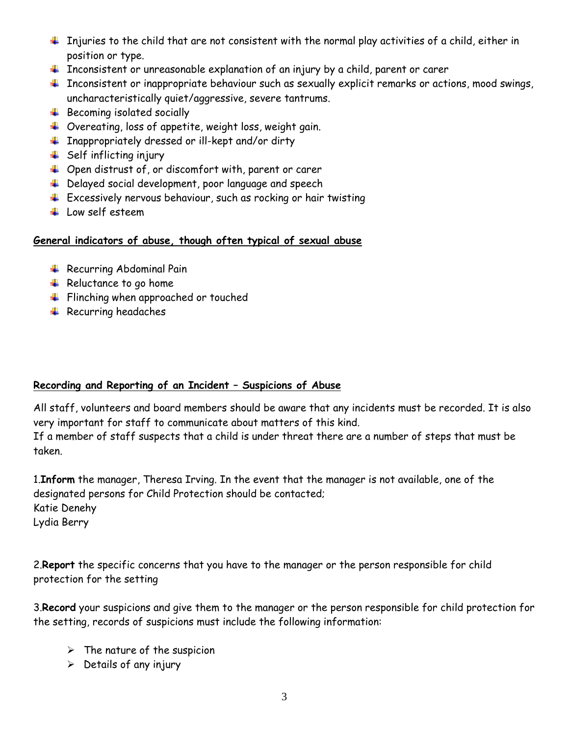- Injuries to the child that are not consistent with the normal play activities of a child, either in position or type.
- Inconsistent or unreasonable explanation of an injury by a child, parent or carer
- Inconsistent or inappropriate behaviour such as sexually explicit remarks or actions, mood swings, uncharacteristically quiet/aggressive, severe tantrums.
- Becoming isolated socially
- Overeating, loss of appetite, weight loss, weight gain.
- Inappropriately dressed or ill-kept and/or dirty
- Self inflicting injury
- Open distrust of, or discomfort with, parent or carer
- Delayed social development, poor language and speech
- Excessively nervous behaviour, such as rocking or hair twisting
- Low self esteem

**General indicators of abuse, though often typical of sexual abuse**

- Recurring Abdominal Pain
- Reluctance to go home
- Flinching when approached or touched
- Recurring headaches

**Recording and Reporting of an Incident – Suspicions of Abuse**

All staff, volunteers and board members should be aware that any incidents must be recorded. It is also very important for staff to communicate about matters of this kind.
If a member of staff suspects that a child is under threat there are a number of steps that must be taken.

1.**Inform** the manager, Theresa Irving. In the event that the manager is not available, one of the designated persons for Child Protection should be contacted;
Katie Denehy
Lydia Berry

2.**Report** the specific concerns that you have to the manager or the person responsible for child protection for the setting

3.**Record** your suspicions and give them to the manager or the person responsible for child protection for the setting, records of suspicions must include the following information:

- The nature of the suspicion
- Details of any injury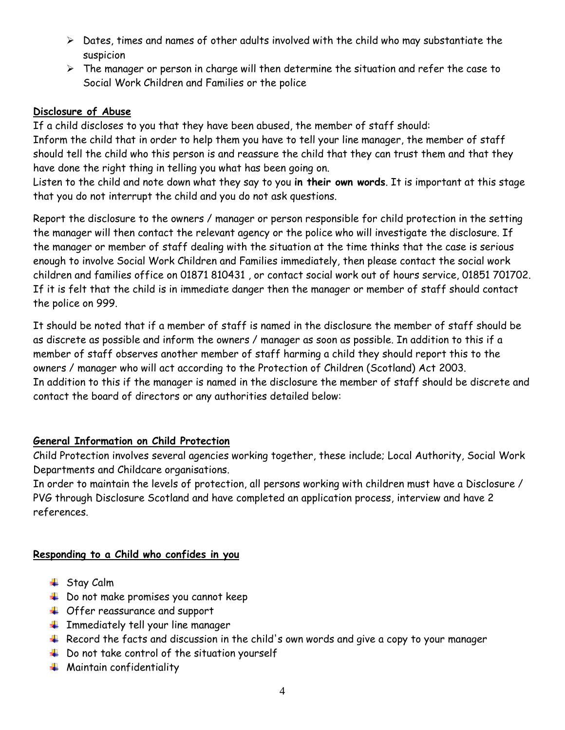- Dates, times and names of other adults involved with the child who may substantiate the suspicion
- The manager or person in charge will then determine the situation and refer the case to Social Work Children and Families or the police

## Disclosure of Abuse

If a child discloses to you that they have been abused, the member of staff should:
Inform the child that in order to help them you have to tell your line manager, the member of staff should tell the child who this person is and reassure the child that they can trust them and that they have done the right thing in telling you what has been going on.
Listen to the child and note down what they say to you **in their own words**. It is important at this stage that you do not interrupt the child and you do not ask questions.

Report the disclosure to the owners / manager or person responsible for child protection in the setting the manager will then contact the relevant agency or the police who will investigate the disclosure. If the manager or member of staff dealing with the situation at the time thinks that the case is serious enough to involve Social Work Children and Families immediately, then please contact the social work children and families office on 01871 810431 , or contact social work out of hours service, 01851 701702. If it is felt that the child is in immediate danger then the manager or member of staff should contact the police on 999.

It should be noted that if a member of staff is named in the disclosure the member of staff should be as discrete as possible and inform the owners / manager as soon as possible. In addition to this if a member of staff observes another member of staff harming a child they should report this to the owners / manager who will act according to the Protection of Children (Scotland) Act 2003.
In addition to this if the manager is named in the disclosure the member of staff should be discrete and contact the board of directors or any authorities detailed below:

## General Information on Child Protection

Child Protection involves several agencies working together, these include; Local Authority, Social Work Departments and Childcare organisations.
In order to maintain the levels of protection, all persons working with children must have a Disclosure / PVG through Disclosure Scotland and have completed an application process, interview and have 2 references.

## Responding to a Child who confides in you

- Stay Calm
- Do not make promises you cannot keep
- Offer reassurance and support
- Immediately tell your line manager
- Record the facts and discussion in the child's own words and give a copy to your manager
- Do not take control of the situation yourself
- Maintain confidentiality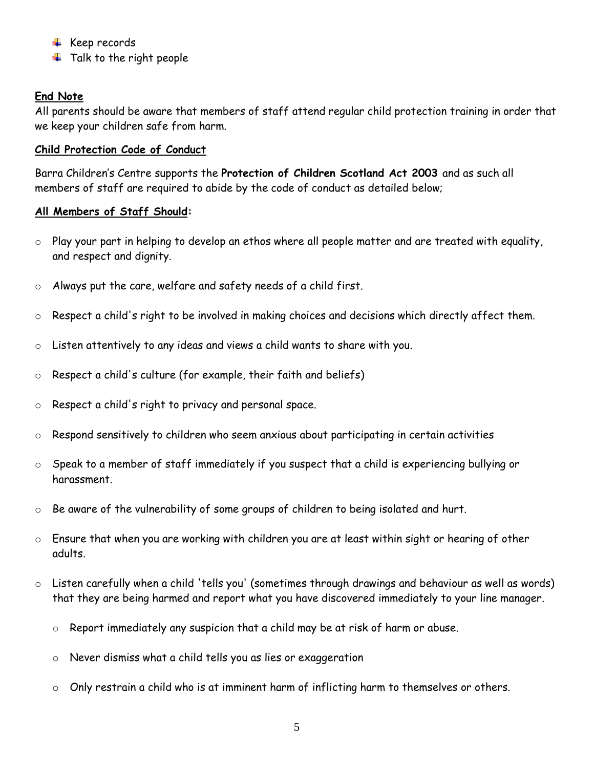- Keep records
- Talk to the right people

**End Note**

All parents should be aware that members of staff attend regular child protection training in order that we keep your children safe from harm.

**Child Protection Code of Conduct**

Barra Children's Centre supports the **Protection of Children Scotland Act 2003** and as such all members of staff are required to abide by the code of conduct as detailed below;

**All Members of Staff Should:**

- Play your part in helping to develop an ethos where all people matter and are treated with equality, and respect and dignity.
- Always put the care, welfare and safety needs of a child first.
- Respect a child's right to be involved in making choices and decisions which directly affect them.
- Listen attentively to any ideas and views a child wants to share with you.
- Respect a child's culture (for example, their faith and beliefs)
- Respect a child's right to privacy and personal space.
- Respond sensitively to children who seem anxious about participating in certain activities
- Speak to a member of staff immediately if you suspect that a child is experiencing bullying or harassment.
- Be aware of the vulnerability of some groups of children to being isolated and hurt.
- Ensure that when you are working with children you are at least within sight or hearing of other adults.
- Listen carefully when a child 'tells you' (sometimes through drawings and behaviour as well as words) that they are being harmed and report what you have discovered immediately to your line manager.
  - Report immediately any suspicion that a child may be at risk of harm or abuse.
  - Never dismiss what a child tells you as lies or exaggeration
  - Only restrain a child who is at imminent harm of inflicting harm to themselves or others.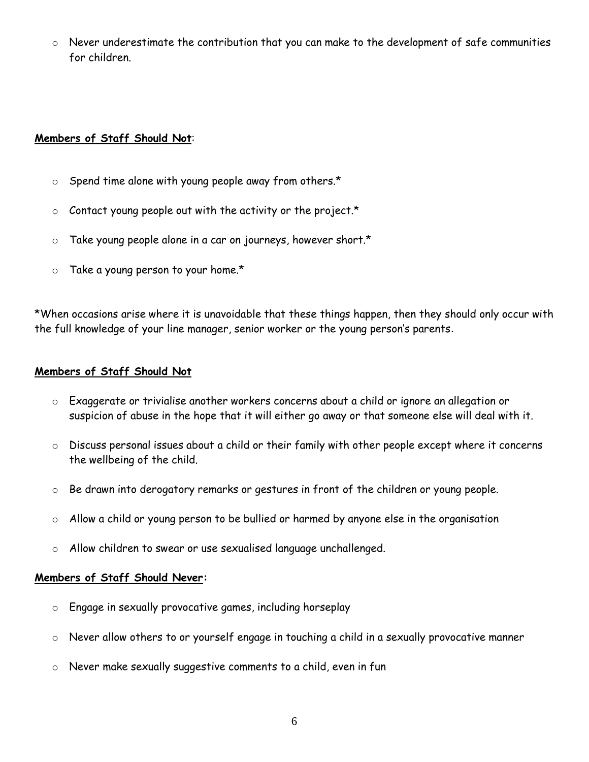- Never underestimate the contribution that you can make to the development of safe communities for children.

**Members of Staff Should Not**:

- Spend time alone with young people away from others.*
- Contact young people out with the activity or the project.*
- Take young people alone in a car on journeys, however short.*
- Take a young person to your home.*

*When occasions arise where it is unavoidable that these things happen, then they should only occur with the full knowledge of your line manager, senior worker or the young person's parents.

**Members of Staff Should Not**

- Exaggerate or trivialise another workers concerns about a child or ignore an allegation or suspicion of abuse in the hope that it will either go away or that someone else will deal with it.
- Discuss personal issues about a child or their family with other people except where it concerns the wellbeing of the child.
- Be drawn into derogatory remarks or gestures in front of the children or young people.
- Allow a child or young person to be bullied or harmed by anyone else in the organisation
- Allow children to swear or use sexualised language unchallenged.

**Members of Staff Should Never:**

- Engage in sexually provocative games, including horseplay
- Never allow others to or yourself engage in touching a child in a sexually provocative manner
- Never make sexually suggestive comments to a child, even in fun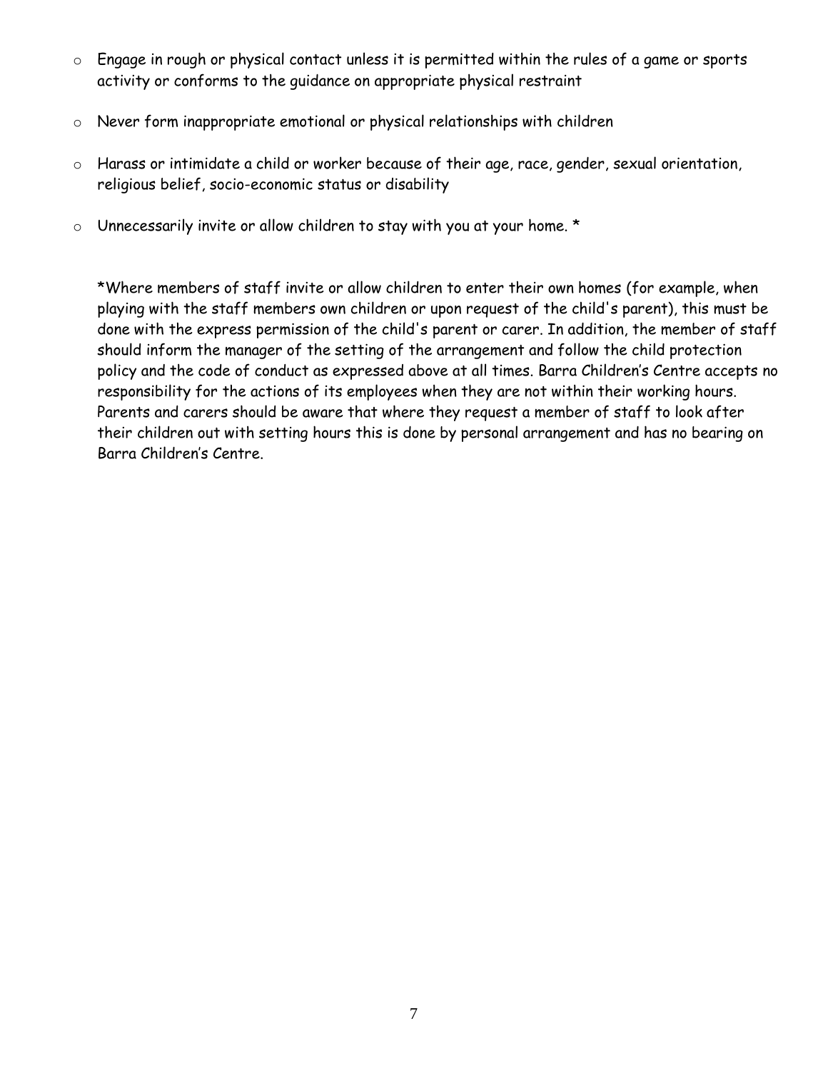- Engage in rough or physical contact unless it is permitted within the rules of a game or sports activity or conforms to the guidance on appropriate physical restraint
- Never form inappropriate emotional or physical relationships with children
- Harass or intimidate a child or worker because of their age, race, gender, sexual orientation, religious belief, socio-economic status or disability
- Unnecessarily invite or allow children to stay with you at your home. *

*Where members of staff invite or allow children to enter their own homes (for example, when playing with the staff members own children or upon request of the child's parent), this must be done with the express permission of the child's parent or carer. In addition, the member of staff should inform the manager of the setting of the arrangement and follow the child protection policy and the code of conduct as expressed above at all times. Barra Children's Centre accepts no responsibility for the actions of its employees when they are not within their working hours. Parents and carers should be aware that where they request a member of staff to look after their children out with setting hours this is done by personal arrangement and has no bearing on Barra Children's Centre.